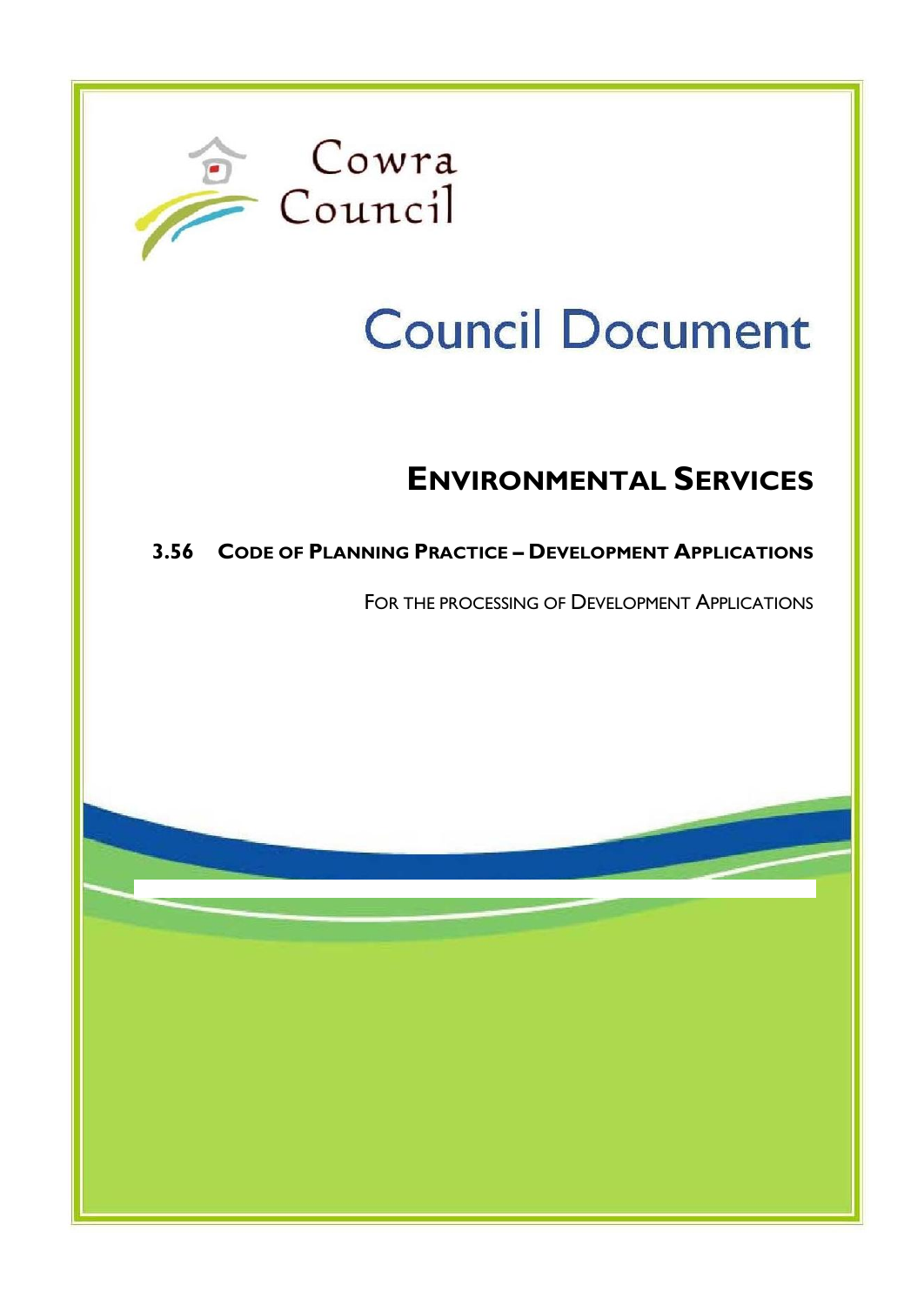Cowra Council

# Council Document

## Environmental Services

### 3.56 Code of Planning Practice – Development Applications

For the processing of Development Applications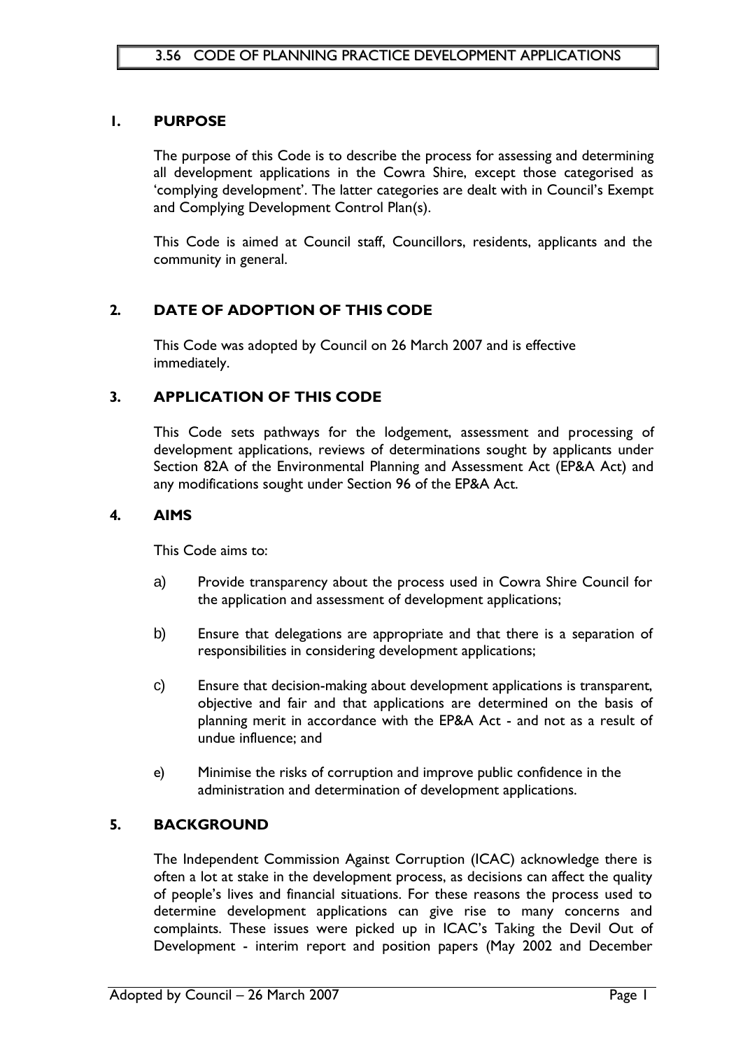# 3.56 CODE OF PLANNING PRACTICE DEVELOPMENT APPLICATIONS

## 1. PURPOSE

The purpose of this Code is to describe the process for assessing and determining all development applications in the Cowra Shire, except those categorised as 'complying development'. The latter categories are dealt with in Council's Exempt and Complying Development Control Plan(s).

This Code is aimed at Council staff, Councillors, residents, applicants and the community in general.

## 2. DATE OF ADOPTION OF THIS CODE

This Code was adopted by Council on 26 March 2007 and is effective immediately.

## 3. APPLICATION OF THIS CODE

This Code sets pathways for the lodgement, assessment and processing of development applications, reviews of determinations sought by applicants under Section 82A of the Environmental Planning and Assessment Act (EP&A Act) and any modifications sought under Section 96 of the EP&A Act.

## 4. AIMS

This Code aims to:

a) Provide transparency about the process used in Cowra Shire Council for the application and assessment of development applications;

b) Ensure that delegations are appropriate and that there is a separation of responsibilities in considering development applications;

c) Ensure that decision-making about development applications is transparent, objective and fair and that applications are determined on the basis of planning merit in accordance with the EP&A Act - and not as a result of undue influence; and

e) Minimise the risks of corruption and improve public confidence in the administration and determination of development applications.

## 5. BACKGROUND

The Independent Commission Against Corruption (ICAC) acknowledge there is often a lot at stake in the development process, as decisions can affect the quality of people's lives and financial situations. For these reasons the process used to determine development applications can give rise to many concerns and complaints. These issues were picked up in ICAC's Taking the Devil Out of Development - interim report and position papers (May 2002 and December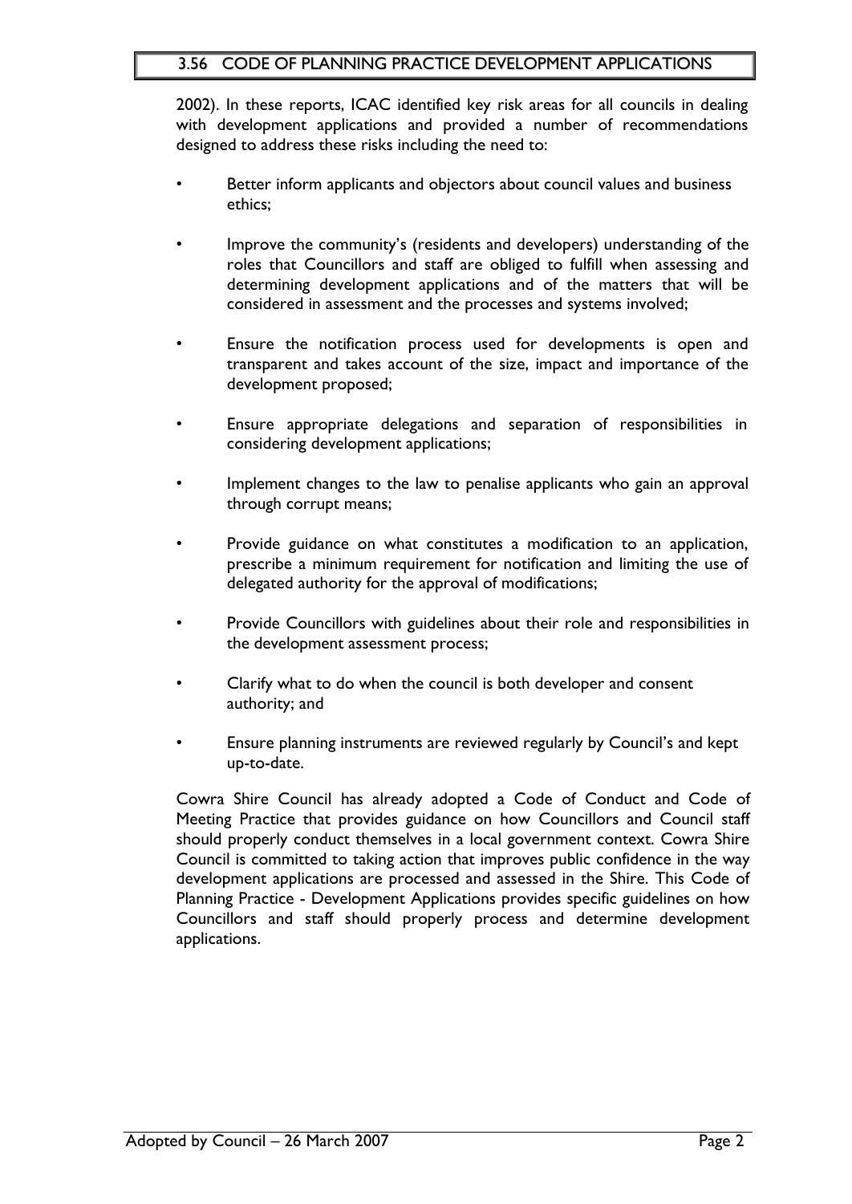2002). In these reports, ICAC identified key risk areas for all councils in dealing with development applications and provided a number of recommendations designed to address these risks including the need to:

- Better inform applicants and objectors about council values and business ethics;
- Improve the community's (residents and developers) understanding of the roles that Councillors and staff are obliged to fulfill when assessing and determining development applications and of the matters that will be considered in assessment and the processes and systems involved;
- Ensure the notification process used for developments is open and transparent and takes account of the size, impact and importance of the development proposed;
- Ensure appropriate delegations and separation of responsibilities in considering development applications;
- Implement changes to the law to penalise applicants who gain an approval through corrupt means;
- Provide guidance on what constitutes a modification to an application, prescribe a minimum requirement for notification and limiting the use of delegated authority for the approval of modifications;
- Provide Councillors with guidelines about their role and responsibilities in the development assessment process;
- Clarify what to do when the council is both developer and consent authority; and
- Ensure planning instruments are reviewed regularly by Council's and kept up-to-date.

Cowra Shire Council has already adopted a Code of Conduct and Code of Meeting Practice that provides guidance on how Councillors and Council staff should properly conduct themselves in a local government context. Cowra Shire Council is committed to taking action that improves public confidence in the way development applications are processed and assessed in the Shire. This Code of Planning Practice - Development Applications provides specific guidelines on how Councillors and staff should properly process and determine development applications.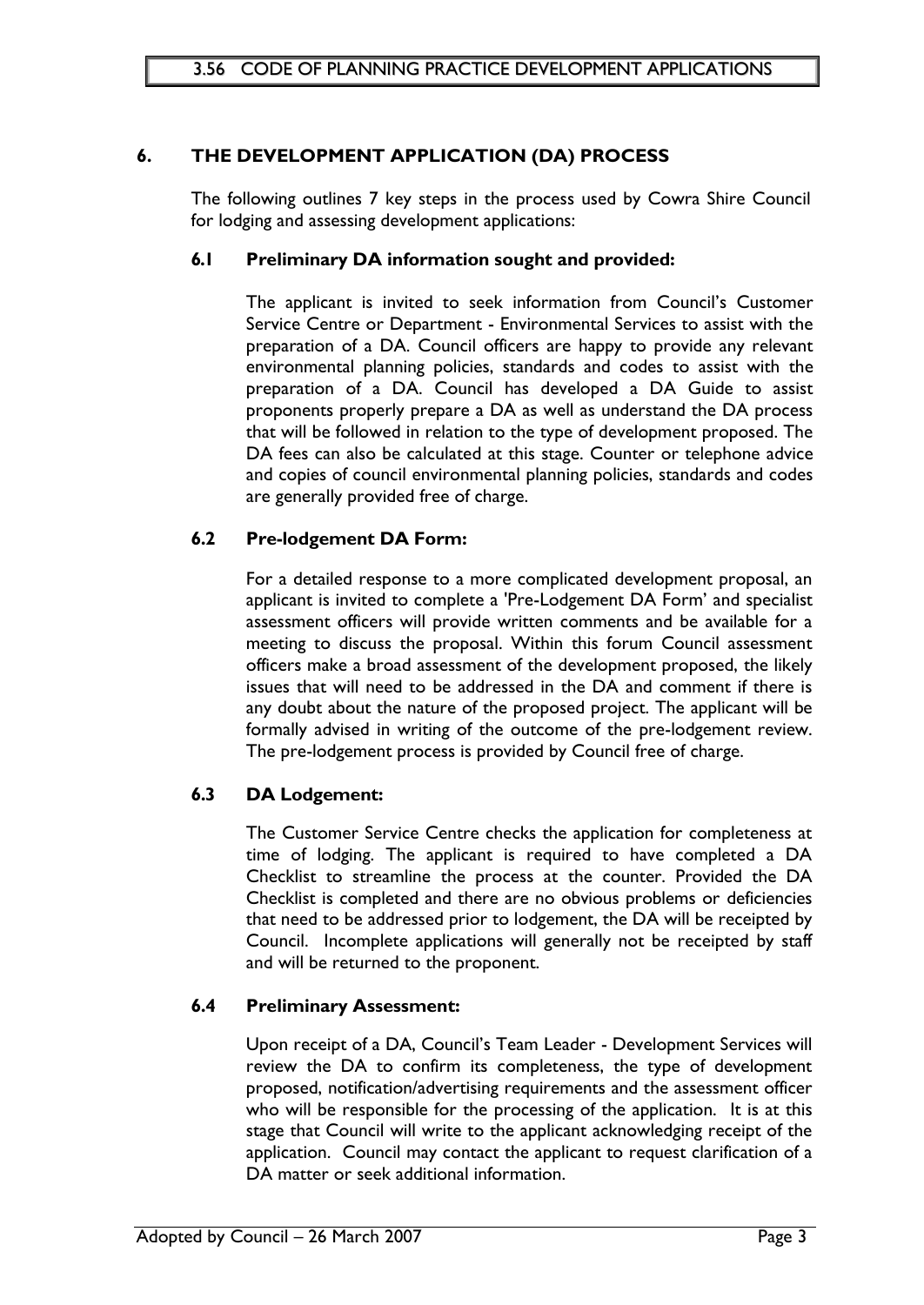## 6. THE DEVELOPMENT APPLICATION (DA) PROCESS

The following outlines 7 key steps in the process used by Cowra Shire Council for lodging and assessing development applications:

### 6.1 Preliminary DA information sought and provided:

The applicant is invited to seek information from Council's Customer Service Centre or Department - Environmental Services to assist with the preparation of a DA. Council officers are happy to provide any relevant environmental planning policies, standards and codes to assist with the preparation of a DA. Council has developed a DA Guide to assist proponents properly prepare a DA as well as understand the DA process that will be followed in relation to the type of development proposed. The DA fees can also be calculated at this stage. Counter or telephone advice and copies of council environmental planning policies, standards and codes are generally provided free of charge.

### 6.2 Pre-lodgement DA Form:

For a detailed response to a more complicated development proposal, an applicant is invited to complete a 'Pre-Lodgement DA Form' and specialist assessment officers will provide written comments and be available for a meeting to discuss the proposal. Within this forum Council assessment officers make a broad assessment of the development proposed, the likely issues that will need to be addressed in the DA and comment if there is any doubt about the nature of the proposed project. The applicant will be formally advised in writing of the outcome of the pre-lodgement review. The pre-lodgement process is provided by Council free of charge.

### 6.3 DA Lodgement:

The Customer Service Centre checks the application for completeness at time of lodging. The applicant is required to have completed a DA Checklist to streamline the process at the counter. Provided the DA Checklist is completed and there are no obvious problems or deficiencies that need to be addressed prior to lodgement, the DA will be receipted by Council. Incomplete applications will generally not be receipted by staff and will be returned to the proponent.

### 6.4 Preliminary Assessment:

Upon receipt of a DA, Council's Team Leader - Development Services will review the DA to confirm its completeness, the type of development proposed, notification/advertising requirements and the assessment officer who will be responsible for the processing of the application. It is at this stage that Council will write to the applicant acknowledging receipt of the application. Council may contact the applicant to request clarification of a DA matter or seek additional information.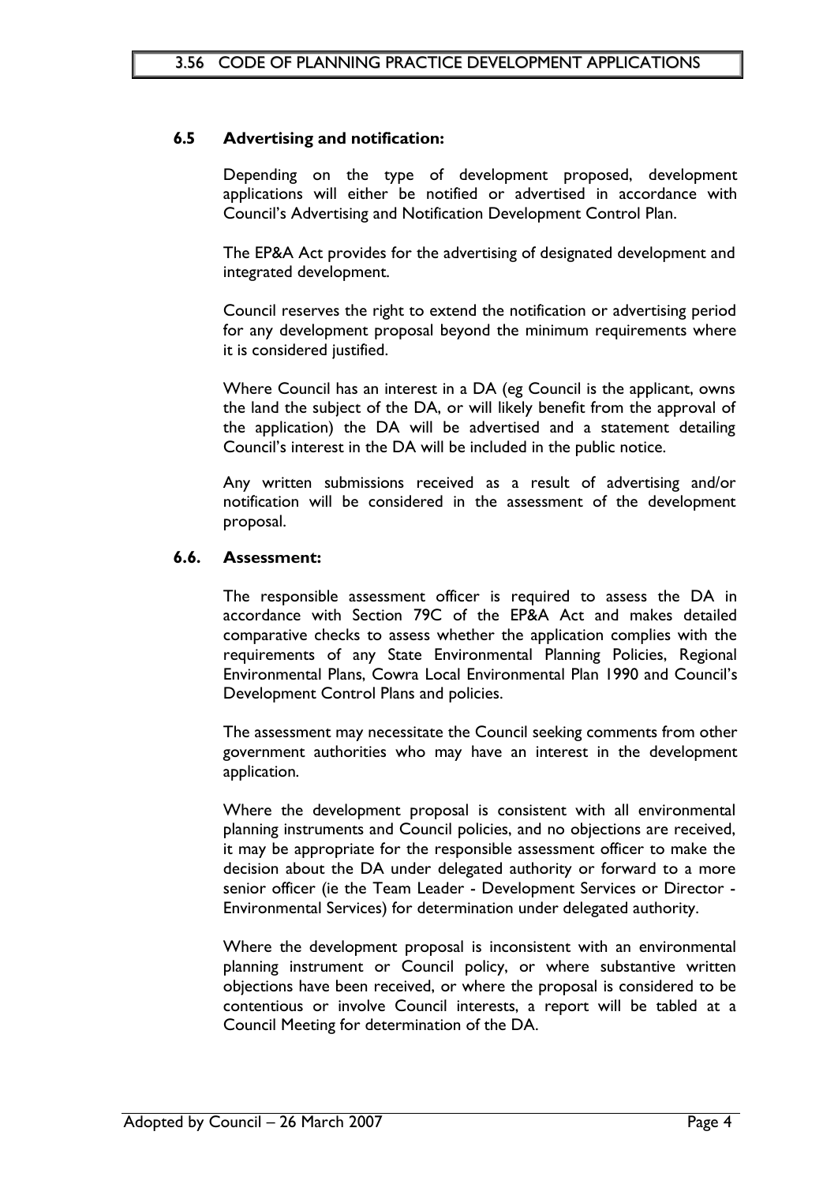### 6.5 Advertising and notification:

Depending on the type of development proposed, development applications will either be notified or advertised in accordance with Council's Advertising and Notification Development Control Plan.

The EP&A Act provides for the advertising of designated development and integrated development.

Council reserves the right to extend the notification or advertising period for any development proposal beyond the minimum requirements where it is considered justified.

Where Council has an interest in a DA (eg Council is the applicant, owns the land the subject of the DA, or will likely benefit from the approval of the application) the DA will be advertised and a statement detailing Council's interest in the DA will be included in the public notice.

Any written submissions received as a result of advertising and/or notification will be considered in the assessment of the development proposal.

### 6.6. Assessment:

The responsible assessment officer is required to assess the DA in accordance with Section 79C of the EP&A Act and makes detailed comparative checks to assess whether the application complies with the requirements of any State Environmental Planning Policies, Regional Environmental Plans, Cowra Local Environmental Plan 1990 and Council's Development Control Plans and policies.

The assessment may necessitate the Council seeking comments from other government authorities who may have an interest in the development application.

Where the development proposal is consistent with all environmental planning instruments and Council policies, and no objections are received, it may be appropriate for the responsible assessment officer to make the decision about the DA under delegated authority or forward to a more senior officer (ie the Team Leader - Development Services or Director - Environmental Services) for determination under delegated authority.

Where the development proposal is inconsistent with an environmental planning instrument or Council policy, or where substantive written objections have been received, or where the proposal is considered to be contentious or involve Council interests, a report will be tabled at a Council Meeting for determination of the DA.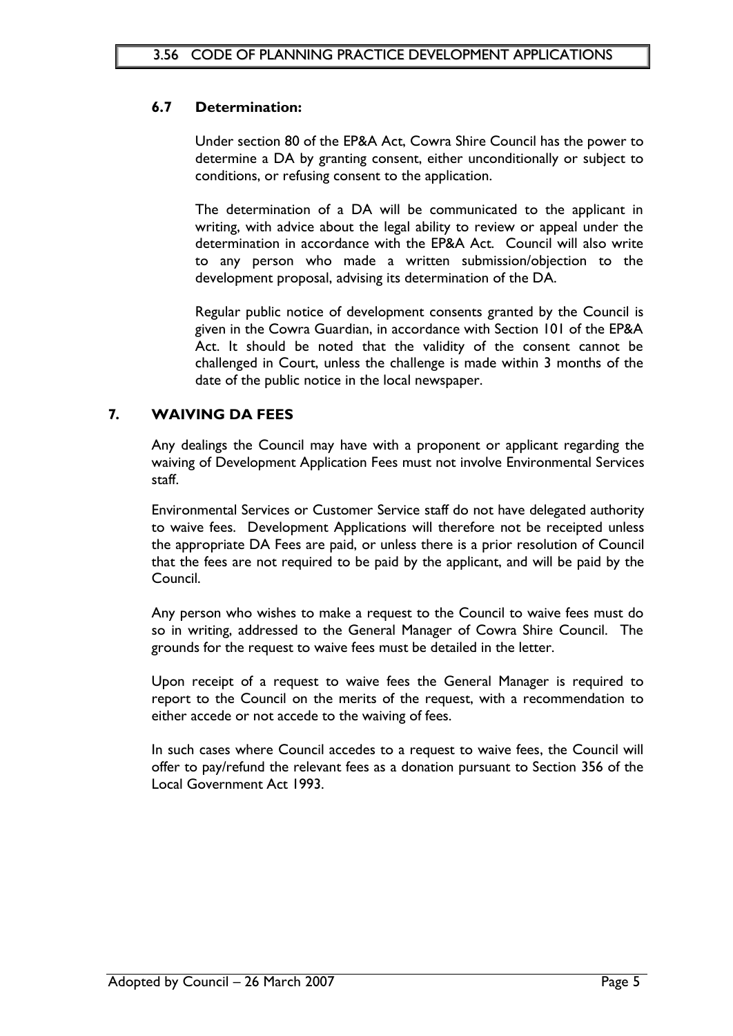### 6.7 Determination:

Under section 80 of the EP&A Act, Cowra Shire Council has the power to determine a DA by granting consent, either unconditionally or subject to conditions, or refusing consent to the application.

The determination of a DA will be communicated to the applicant in writing, with advice about the legal ability to review or appeal under the determination in accordance with the EP&A Act. Council will also write to any person who made a written submission/objection to the development proposal, advising its determination of the DA.

Regular public notice of development consents granted by the Council is given in the Cowra Guardian, in accordance with Section 101 of the EP&A Act. It should be noted that the validity of the consent cannot be challenged in Court, unless the challenge is made within 3 months of the date of the public notice in the local newspaper.

## 7. WAIVING DA FEES

Any dealings the Council may have with a proponent or applicant regarding the waiving of Development Application Fees must not involve Environmental Services staff.

Environmental Services or Customer Service staff do not have delegated authority to waive fees. Development Applications will therefore not be receipted unless the appropriate DA Fees are paid, or unless there is a prior resolution of Council that the fees are not required to be paid by the applicant, and will be paid by the Council.

Any person who wishes to make a request to the Council to waive fees must do so in writing, addressed to the General Manager of Cowra Shire Council. The grounds for the request to waive fees must be detailed in the letter.

Upon receipt of a request to waive fees the General Manager is required to report to the Council on the merits of the request, with a recommendation to either accede or not accede to the waiving of fees.

In such cases where Council accedes to a request to waive fees, the Council will offer to pay/refund the relevant fees as a donation pursuant to Section 356 of the Local Government Act 1993.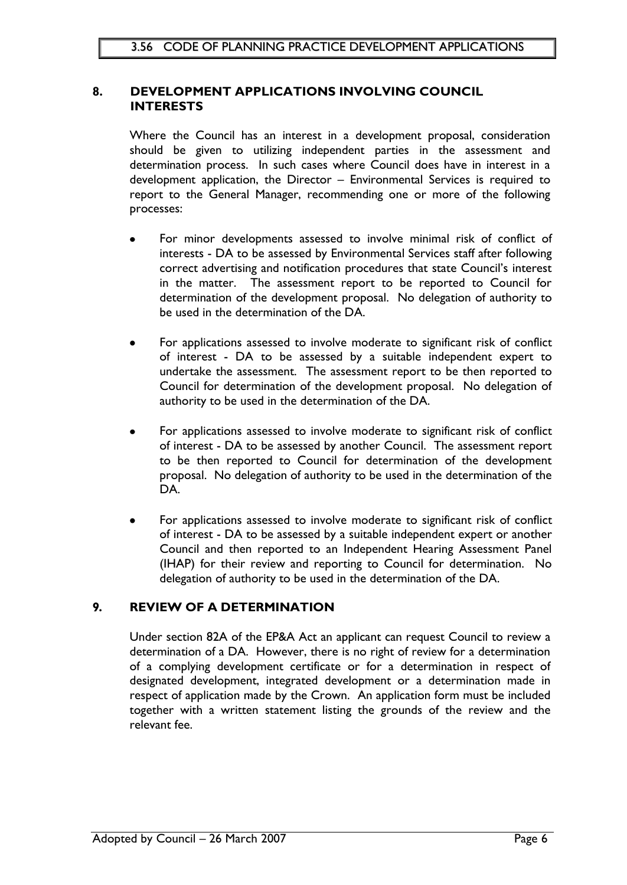## 8. DEVELOPMENT APPLICATIONS INVOLVING COUNCIL INTERESTS

Where the Council has an interest in a development proposal, consideration should be given to utilizing independent parties in the assessment and determination process. In such cases where Council does have in interest in a development application, the Director – Environmental Services is required to report to the General Manager, recommending one or more of the following processes:

- For minor developments assessed to involve minimal risk of conflict of interests - DA to be assessed by Environmental Services staff after following correct advertising and notification procedures that state Council's interest in the matter. The assessment report to be reported to Council for determination of the development proposal. No delegation of authority to be used in the determination of the DA.

- For applications assessed to involve moderate to significant risk of conflict of interest - DA to be assessed by a suitable independent expert to undertake the assessment. The assessment report to be then reported to Council for determination of the development proposal. No delegation of authority to be used in the determination of the DA.

- For applications assessed to involve moderate to significant risk of conflict of interest - DA to be assessed by another Council. The assessment report to be then reported to Council for determination of the development proposal. No delegation of authority to be used in the determination of the DA.

- For applications assessed to involve moderate to significant risk of conflict of interest - DA to be assessed by a suitable independent expert or another Council and then reported to an Independent Hearing Assessment Panel (IHAP) for their review and reporting to Council for determination. No delegation of authority to be used in the determination of the DA.

## 9. REVIEW OF A DETERMINATION

Under section 82A of the EP&A Act an applicant can request Council to review a determination of a DA. However, there is no right of review for a determination of a complying development certificate or for a determination in respect of designated development, integrated development or a determination made in respect of application made by the Crown. An application form must be included together with a written statement listing the grounds of the review and the relevant fee.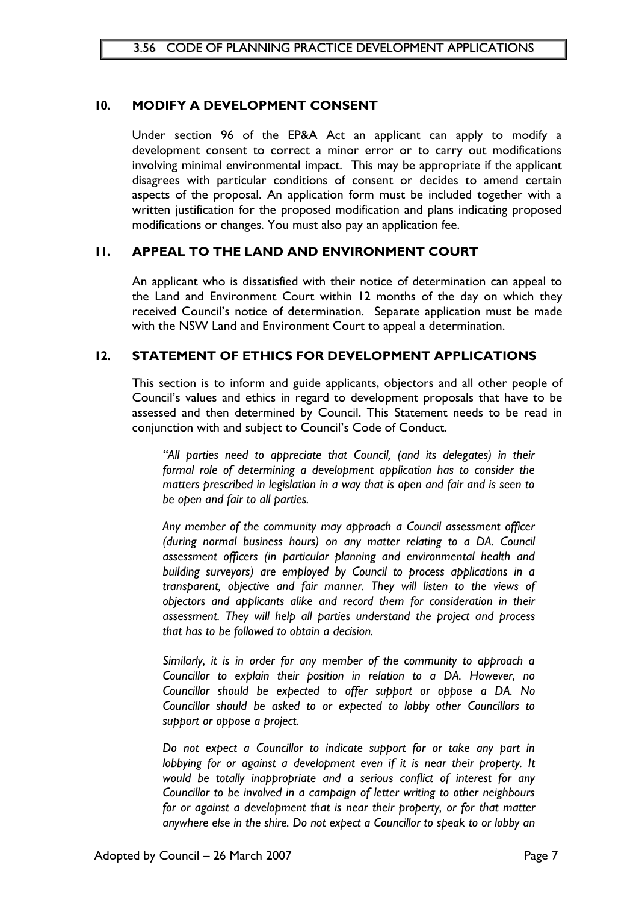## 10. MODIFY A DEVELOPMENT CONSENT

Under section 96 of the EP&A Act an applicant can apply to modify a development consent to correct a minor error or to carry out modifications involving minimal environmental impact. This may be appropriate if the applicant disagrees with particular conditions of consent or decides to amend certain aspects of the proposal. An application form must be included together with a written justification for the proposed modification and plans indicating proposed modifications or changes. You must also pay an application fee.

## 11. APPEAL TO THE LAND AND ENVIRONMENT COURT

An applicant who is dissatisfied with their notice of determination can appeal to the Land and Environment Court within 12 months of the day on which they received Council's notice of determination. Separate application must be made with the NSW Land and Environment Court to appeal a determination.

## 12. STATEMENT OF ETHICS FOR DEVELOPMENT APPLICATIONS

This section is to inform and guide applicants, objectors and all other people of Council's values and ethics in regard to development proposals that have to be assessed and then determined by Council. This Statement needs to be read in conjunction with and subject to Council's Code of Conduct.

*"All parties need to appreciate that Council, (and its delegates) in their formal role of determining a development application has to consider the matters prescribed in legislation in a way that is open and fair and is seen to be open and fair to all parties.*

*Any member of the community may approach a Council assessment officer (during normal business hours) on any matter relating to a DA. Council assessment officers (in particular planning and environmental health and building surveyors) are employed by Council to process applications in a transparent, objective and fair manner. They will listen to the views of objectors and applicants alike and record them for consideration in their assessment. They will help all parties understand the project and process that has to be followed to obtain a decision.*

*Similarly, it is in order for any member of the community to approach a Councillor to explain their position in relation to a DA. However, no Councillor should be expected to offer support or oppose a DA. No Councillor should be asked to or expected to lobby other Councillors to support or oppose a project.*

*Do not expect a Councillor to indicate support for or take any part in lobbying for or against a development even if it is near their property. It would be totally inappropriate and a serious conflict of interest for any Councillor to be involved in a campaign of letter writing to other neighbours for or against a development that is near their property, or for that matter anywhere else in the shire. Do not expect a Councillor to speak to or lobby an*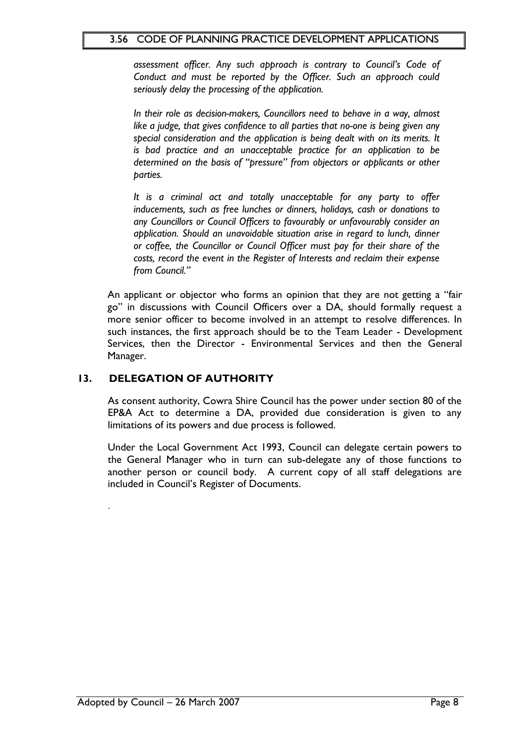*assessment officer. Any such approach is contrary to Council's Code of Conduct and must be reported by the Officer. Such an approach could seriously delay the processing of the application.*

*In their role as decision-makers, Councillors need to behave in a way, almost like a judge, that gives confidence to all parties that no-one is being given any special consideration and the application is being dealt with on its merits. It is bad practice and an unacceptable practice for an application to be determined on the basis of "pressure" from objectors or applicants or other parties.*

*It is a criminal act and totally unacceptable for any party to offer inducements, such as free lunches or dinners, holidays, cash or donations to any Councillors or Council Officers to favourably or unfavourably consider an application. Should an unavoidable situation arise in regard to lunch, dinner or coffee, the Councillor or Council Officer must pay for their share of the costs, record the event in the Register of Interests and reclaim their expense from Council."*

An applicant or objector who forms an opinion that they are not getting a "fair go" in discussions with Council Officers over a DA, should formally request a more senior officer to become involved in an attempt to resolve differences. In such instances, the first approach should be to the Team Leader - Development Services, then the Director - Environmental Services and then the General Manager.

## 13. DELEGATION OF AUTHORITY

As consent authority, Cowra Shire Council has the power under section 80 of the EP&A Act to determine a DA, provided due consideration is given to any limitations of its powers and due process is followed.

Under the Local Government Act 1993, Council can delegate certain powers to the General Manager who in turn can sub-delegate any of those functions to another person or council body. A current copy of all staff delegations are included in Council's Register of Documents.

.